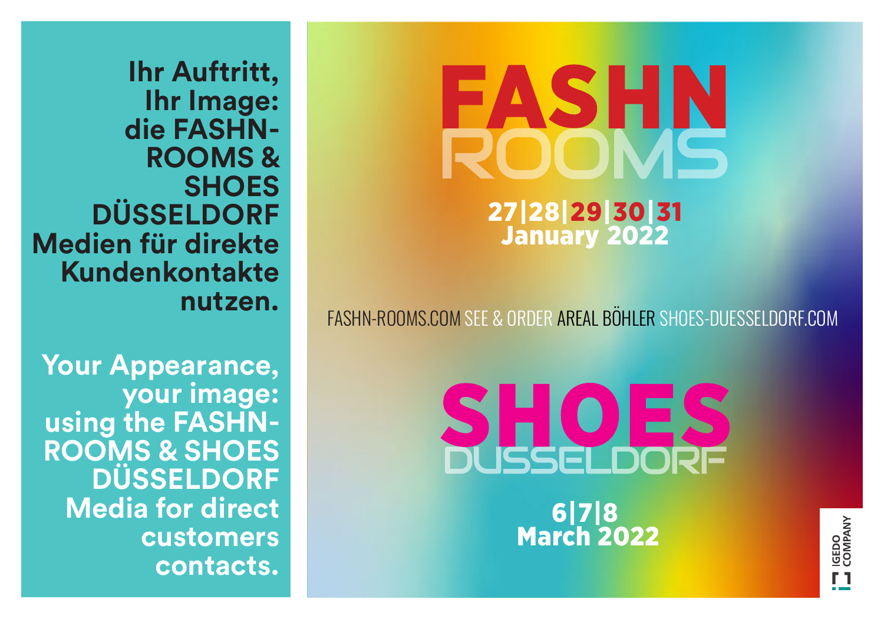**Ihr Auftritt, Ihr Image: die FASHN-ROOMS & SHOES DÜSSELDORF Medien für direkte Kundenkontakte nutzen.**

**Your Appearance, your image: using the FASHN-ROOMS & SHOES DÜSSELDORF Media for direct customers contacts.**

# FASHN ROOMS

**27|28|29|30|31 January 2022**

FASHN-ROOMS.COM SEE & ORDER AREAL BÖHLER SHOES-DUESSELDORF.COM

# SHOES DUSSELDORF

**6|7|8 March 2022**

IGEDO COMPANY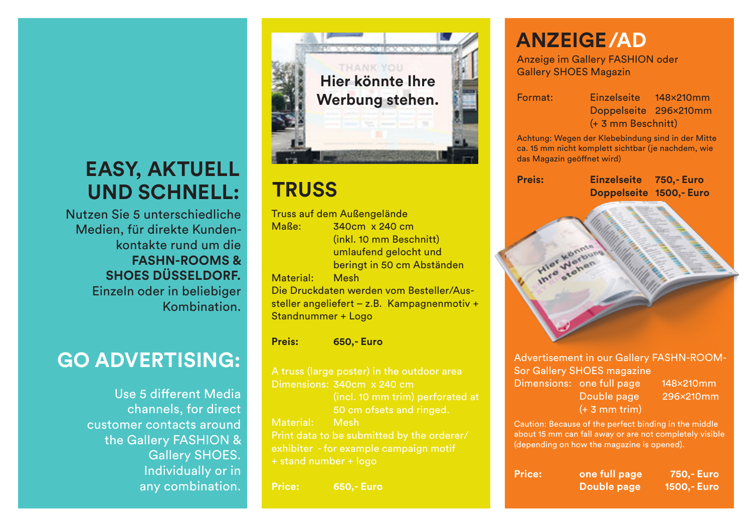## EASY, AKTUELL UND SCHNELL:

Nutzen Sie 5 unterschiedliche Medien, für direkte Kundenkontakte rund um die **FASHN-ROOMS & SHOES DÜSSELDORF.** Einzeln oder in beliebiger Kombination.

## GO ADVERTISING:

Use 5 different Media channels, for direct customer contacts around the Gallery FASHION & Gallery SHOES. Individually or in any combination.

## TRUSS

Truss auf dem Außengelände

Maße: 340cm x 240 cm (inkl. 10 mm Beschnitt) umlaufend gelocht und beringt in 50 cm Abständen

Material: Mesh

Die Druckdaten werden vom Besteller/Aussteller angeliefert – z.B. Kampagnenmotiv + Standnummer + Logo

**Preis: 650,- Euro**

A truss (large poster) in the outdoor area

Dimensions: 340cm x 240 cm (incl. 10 mm trim) perforated at 50 cm ofsets and ringed.

Material: Mesh

Print data to be submitted by the orderer/exhibitor - for example campaign motif + stand number + logo

**Price: 650,- Euro**

## ANZEIGE /AD

Anzeige im Gallery FASHION oder Gallery SHOES Magazin

| Format: | Einzelseite | 148×210mm |
|---|---|---|
| | Doppelseite | 296×210mm |
| | (+ 3 mm Beschnitt) | |

Achtung: Wegen der Klebebindung sind in der Mitte ca. 15 mm nicht komplett sichtbar (je nachdem, wie das Magazin geöffnet wird)

| **Preis:** | **Einzelseite** | **750,- Euro** |
|---|---|---|
| | **Doppelseite** | **1500,- Euro** |

Advertisement in our Gallery FASHN-ROOM-Sor Gallery SHOES magazine

| Dimensions: | one full page | 148×210mm |
|---|---|---|
| | Double page | 296×210mm |
| | (+ 3 mm trim) | |

Caution: Because of the perfect binding in the middle about 15 mm can fall away or are not completely visible (depending on how the magazine is opened).

| **Price:** | **one full page** | **750,- Euro** |
|---|---|---|
| | **Double page** | **1500,- Euro** |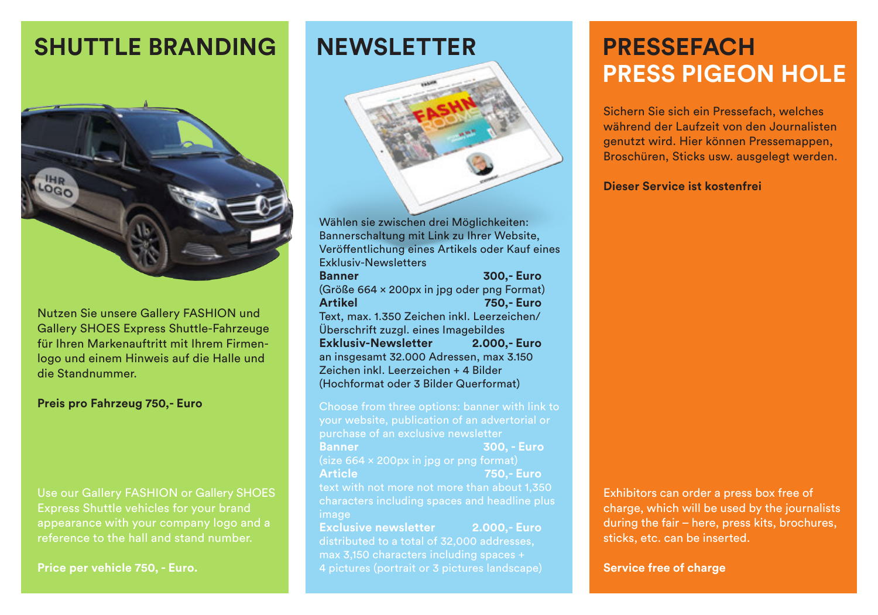## SHUTTLE BRANDING

Nutzen Sie unsere Gallery FASHION und Gallery SHOES Express Shuttle-Fahrzeuge für Ihren Markenauftritt mit Ihrem Firmenlogo und einem Hinweis auf die Halle und die Standnummer.

**Preis pro Fahrzeug 750,- Euro**

Use our Gallery FASHION or Gallery SHOES Express Shuttle vehicles for your brand appearance with your company logo and a reference to the hall and stand number.

**Price per vehicle 750, - Euro.**

## NEWSLETTER

Wählen sie zwischen drei Möglichkeiten: Bannerschaltung mit Link zu Ihrer Website, Veröffentlichung eines Artikels oder Kauf eines Exklusiv-Newsletters

**Banner 300,- Euro**
(Größe 664 × 200px in jpg oder png Format)

**Artikel 750,- Euro**
Text, max. 1.350 Zeichen inkl. Leerzeichen/Überschrift zuzgl. eines Imagebildes

**Exklusiv-Newsletter 2.000,- Euro**
an insgesamt 32.000 Adressen, max 3.150 Zeichen inkl. Leerzeichen + 4 Bilder (Hochformat oder 3 Bilder Querformat)

Choose from three options: banner with link to your website, publication of an advertorial or purchase of an exclusive newsletter

**Banner 300, - Euro**
(size 664 × 200px in jpg or png format)

**Article 750,- Euro**
text with not more not more than about 1,350 characters including spaces and headline plus image

**Exclusive newsletter 2.000,- Euro**
distributed to a total of 32,000 addresses, max 3,150 characters including spaces + 4 pictures (portrait or 3 pictures landscape)

## PRESSEFACH
## PRESS PIGEON HOLE

Sichern Sie sich ein Pressefach, welches während der Laufzeit von den Journalisten genutzt wird. Hier können Pressemappen, Broschüren, Sticks usw. ausgelegt werden.

**Dieser Service ist kostenfrei**

Exhibitors can order a press box free of charge, which will be used by the journalists during the fair – here, press kits, brochures, sticks, etc. can be inserted.

**Service free of charge**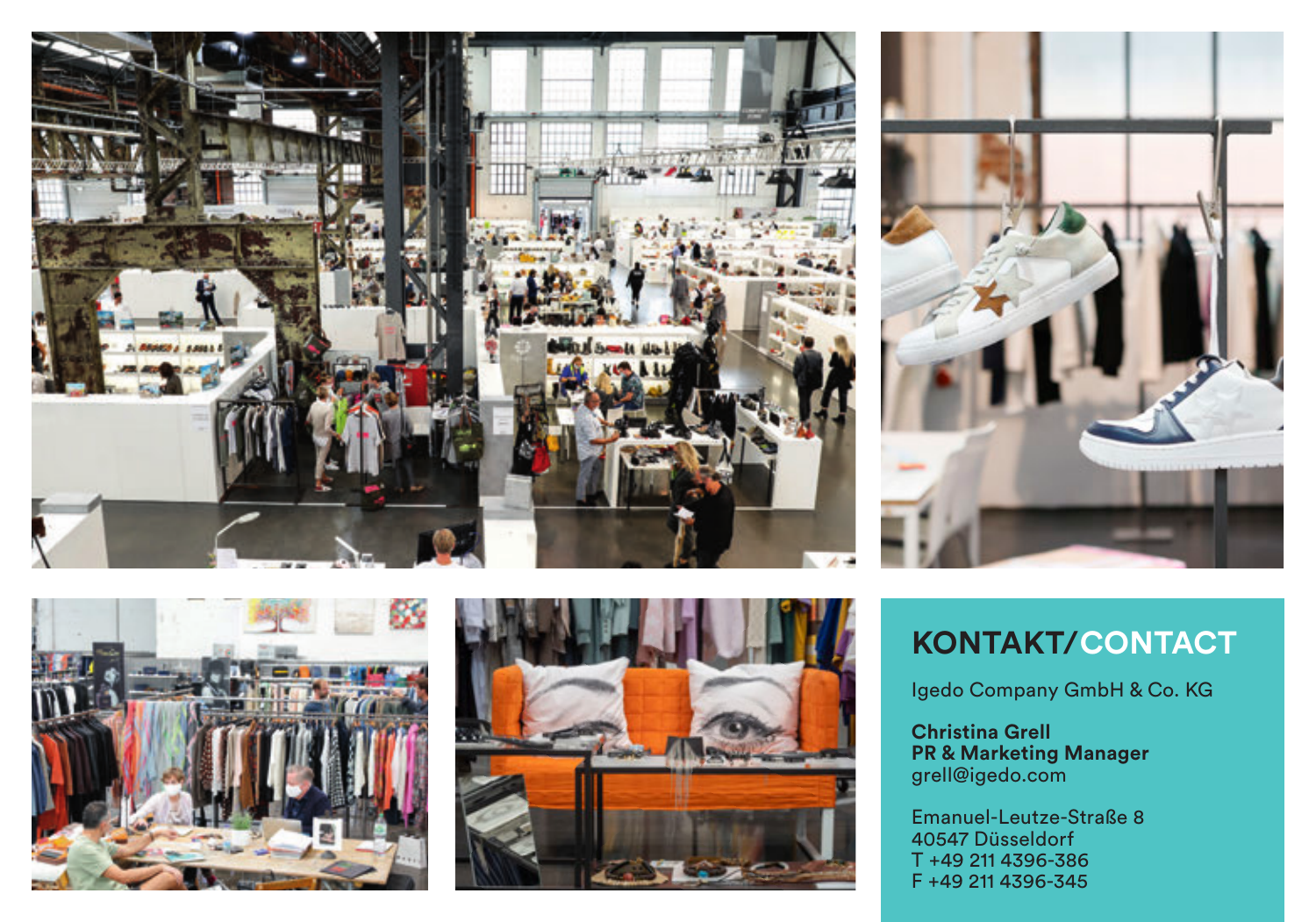## KONTAKT/CONTACT

Igedo Company GmbH & Co. KG

**Christina Grell**
**PR & Marketing Manager**
grell@igedo.com

Emanuel-Leutze-Straße 8
40547 Düsseldorf
T +49 211 4396-386
F +49 211 4396-345